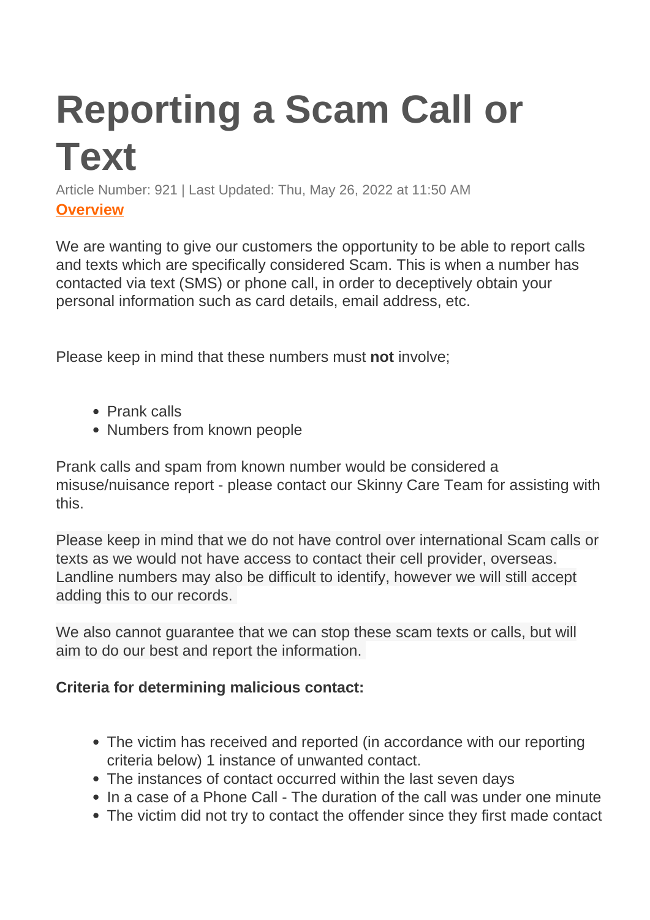# Reporting a Scam Call or Text

Article Number: 921 | Last Updated: Thu, May 26, 2022 at 11:50 AM

**Overview**

We are wanting to give our customers the opportunity to be able to report calls and texts which are specifically considered Scam. This is when a number has contacted via text (SMS) or phone call, in order to deceptively obtain your personal information such as card details, email address, etc.

Please keep in mind that these numbers must **not** involve;

- Prank calls
- Numbers from known people

Prank calls and spam from known number would be considered a misuse/nuisance report - please contact our Skinny Care Team for assisting with this.

Please keep in mind that we do not have control over international Scam calls or texts as we would not have access to contact their cell provider, overseas. Landline numbers may also be difficult to identify, however we will still accept adding this to our records.

We also cannot guarantee that we can stop these scam texts or calls, but will aim to do our best and report the information.

**Criteria for determining malicious contact:**

- The victim has received and reported (in accordance with our reporting criteria below) 1 instance of unwanted contact.
- The instances of contact occurred within the last seven days
- In a case of a Phone Call - The duration of the call was under one minute
- The victim did not try to contact the offender since they first made contact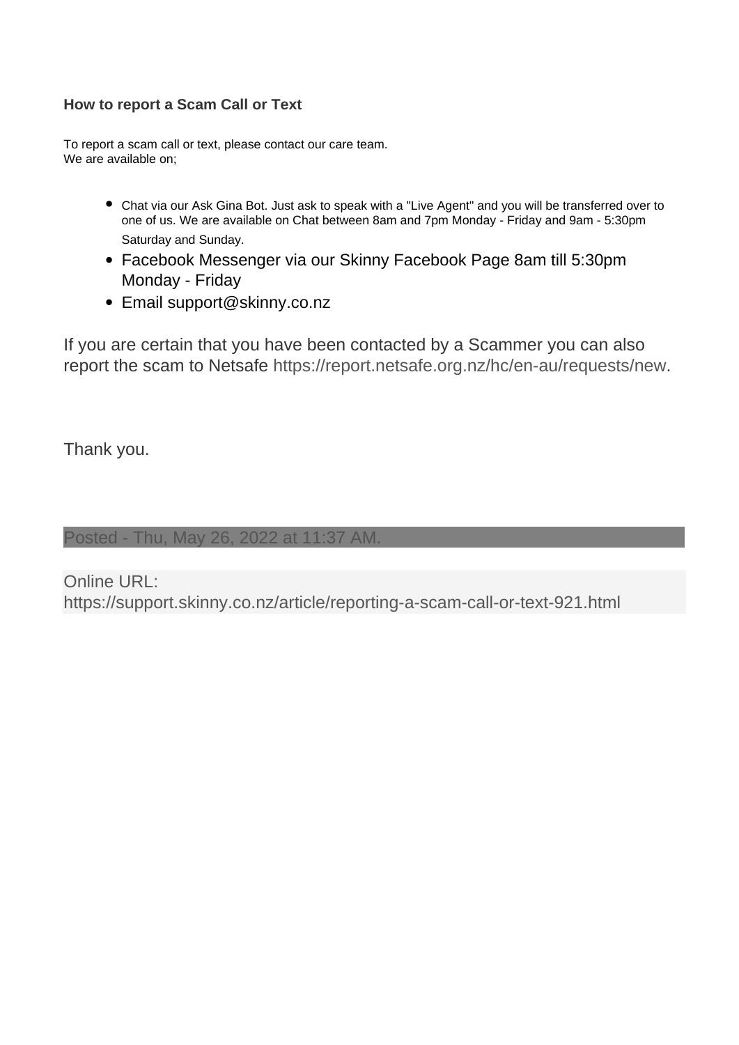**How to report a Scam Call or Text**

To report a scam call or text, please contact our care team.
We are available on;

- Chat via our Ask Gina Bot. Just ask to speak with a "Live Agent" and you will be transferred over to one of us. We are available on Chat between 8am and 7pm Monday - Friday and 9am - 5:30pm Saturday and Sunday.
- Facebook Messenger via our Skinny Facebook Page 8am till 5:30pm Monday - Friday
- Email support@skinny.co.nz

If you are certain that you have been contacted by a Scammer you can also report the scam to Netsafe https://report.netsafe.org.nz/hc/en-au/requests/new.

Thank you.

Posted - Thu, May 26, 2022 at 11:37 AM.

Online URL:
https://support.skinny.co.nz/article/reporting-a-scam-call-or-text-921.html